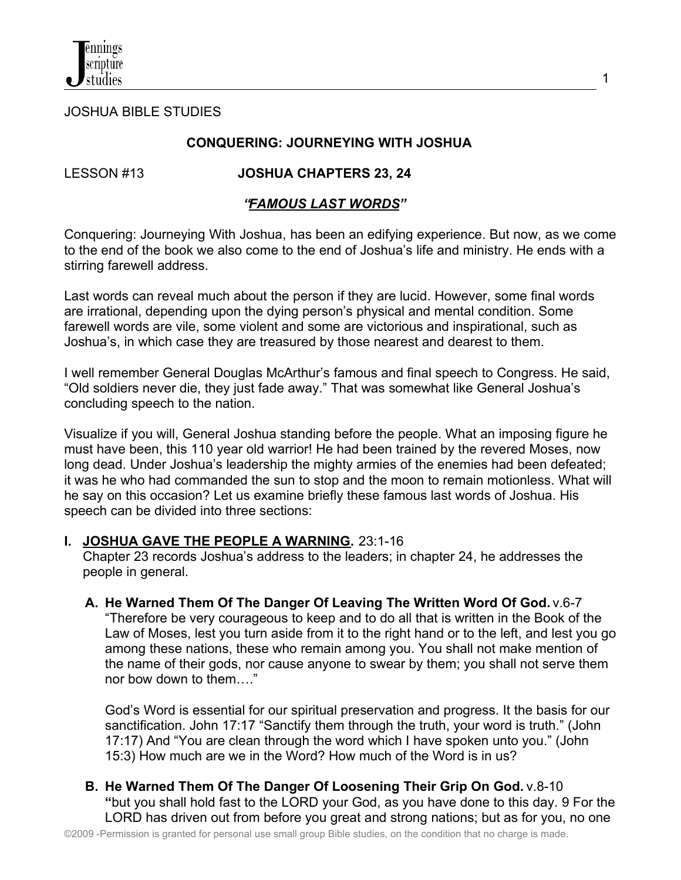JOSHUA BIBLE STUDIES

**CONQUERING: JOURNEYING WITH JOSHUA**

LESSON #13 **JOSHUA CHAPTERS 23, 24**

***"FAMOUS LAST WORDS"***

Conquering: Journeying With Joshua, has been an edifying experience. But now, as we come to the end of the book we also come to the end of Joshua's life and ministry. He ends with a stirring farewell address.

Last words can reveal much about the person if they are lucid. However, some final words are irrational, depending upon the dying person's physical and mental condition. Some farewell words are vile, some violent and some are victorious and inspirational, such as Joshua's, in which case they are treasured by those nearest and dearest to them.

I well remember General Douglas McArthur's famous and final speech to Congress. He said, "Old soldiers never die, they just fade away." That was somewhat like General Joshua's concluding speech to the nation.

Visualize if you will, General Joshua standing before the people. What an imposing figure he must have been, this 110 year old warrior! He had been trained by the revered Moses, now long dead. Under Joshua's leadership the mighty armies of the enemies had been defeated; it was he who had commanded the sun to stop and the moon to remain motionless. What will he say on this occasion? Let us examine briefly these famous last words of Joshua. His speech can be divided into three sections:

## I. JOSHUA GAVE THE PEOPLE A WARNING. 23:1-16

Chapter 23 records Joshua's address to the leaders; in chapter 24, he addresses the people in general.

### A. He Warned Them Of The Danger Of Leaving The Written Word Of God. v.6-7

"Therefore be very courageous to keep and to do all that is written in the Book of the Law of Moses, lest you turn aside from it to the right hand or to the left, and lest you go among these nations, these who remain among you. You shall not make mention of the name of their gods, nor cause anyone to swear by them; you shall not serve them nor bow down to them…."

God's Word is essential for our spiritual preservation and progress. It the basis for our sanctification. John 17:17 "Sanctify them through the truth, your word is truth." (John 17:17) And "You are clean through the word which I have spoken unto you." (John 15:3) How much are we in the Word? How much of the Word is in us?

### B. He Warned Them Of The Danger Of Loosening Their Grip On God. v.8-10

**"**but you shall hold fast to the LORD your God, as you have done to this day. 9 For the LORD has driven out from before you great and strong nations; but as for you, no one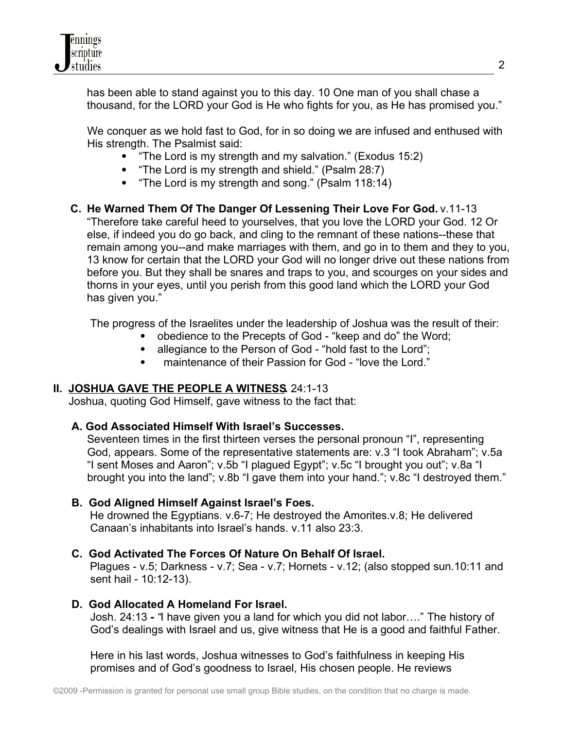has been able to stand against you to this day. 10 One man of you shall chase a thousand, for the LORD your God is He who fights for you, as He has promised you."

We conquer as we hold fast to God, for in so doing we are infused and enthused with His strength. The Psalmist said:

- "The Lord is my strength and my salvation." (Exodus 15:2)
- "The Lord is my strength and shield." (Psalm 28:7)
- "The Lord is my strength and song." (Psalm 118:14)

**C. He Warned Them Of The Danger Of Lessening Their Love For God.** v.11-13
"Therefore take careful heed to yourselves, that you love the LORD your God. 12 Or else, if indeed you do go back, and cling to the remnant of these nations--these that remain among you--and make marriages with them, and go in to them and they to you, 13 know for certain that the LORD your God will no longer drive out these nations from before you. But they shall be snares and traps to you, and scourges on your sides and thorns in your eyes, until you perish from this good land which the LORD your God has given you."

The progress of the Israelites under the leadership of Joshua was the result of their:

- obedience to the Precepts of God - "keep and do" the Word;
- allegiance to the Person of God - "hold fast to the Lord";
- maintenance of their Passion for God - "love the Lord."

## II. <u>JOSHUA GAVE THE PEOPLE A WITNESS</u>. 24:1-13

Joshua, quoting God Himself, gave witness to the fact that:

**A. God Associated Himself With Israel's Successes.**
Seventeen times in the first thirteen verses the personal pronoun "I", representing God, appears. Some of the representative statements are: v.3 "I took Abraham"; v.5a "I sent Moses and Aaron"; v.5b "I plagued Egypt"; v.5c "I brought you out"; v.8a "I brought you into the land"; v.8b "I gave them into your hand."; v.8c "I destroyed them."

**B. God Aligned Himself Against Israel's Foes.**
He drowned the Egyptians. v.6-7; He destroyed the Amorites.v.8; He delivered Canaan's inhabitants into Israel's hands. v.11 also 23:3.

**C. God Activated The Forces Of Nature On Behalf Of Israel.**
Plagues - v.5; Darkness - v.7; Sea - v.7; Hornets - v.12; (also stopped sun.10:11 and sent hail - 10:12-13).

**D. God Allocated A Homeland For Israel.**
Josh. 24:13 **-** "I have given you a land for which you did not labor…." The history of God's dealings with Israel and us, give witness that He is a good and faithful Father.

Here in his last words, Joshua witnesses to God's faithfulness in keeping His promises and of God's goodness to Israel, His chosen people. He reviews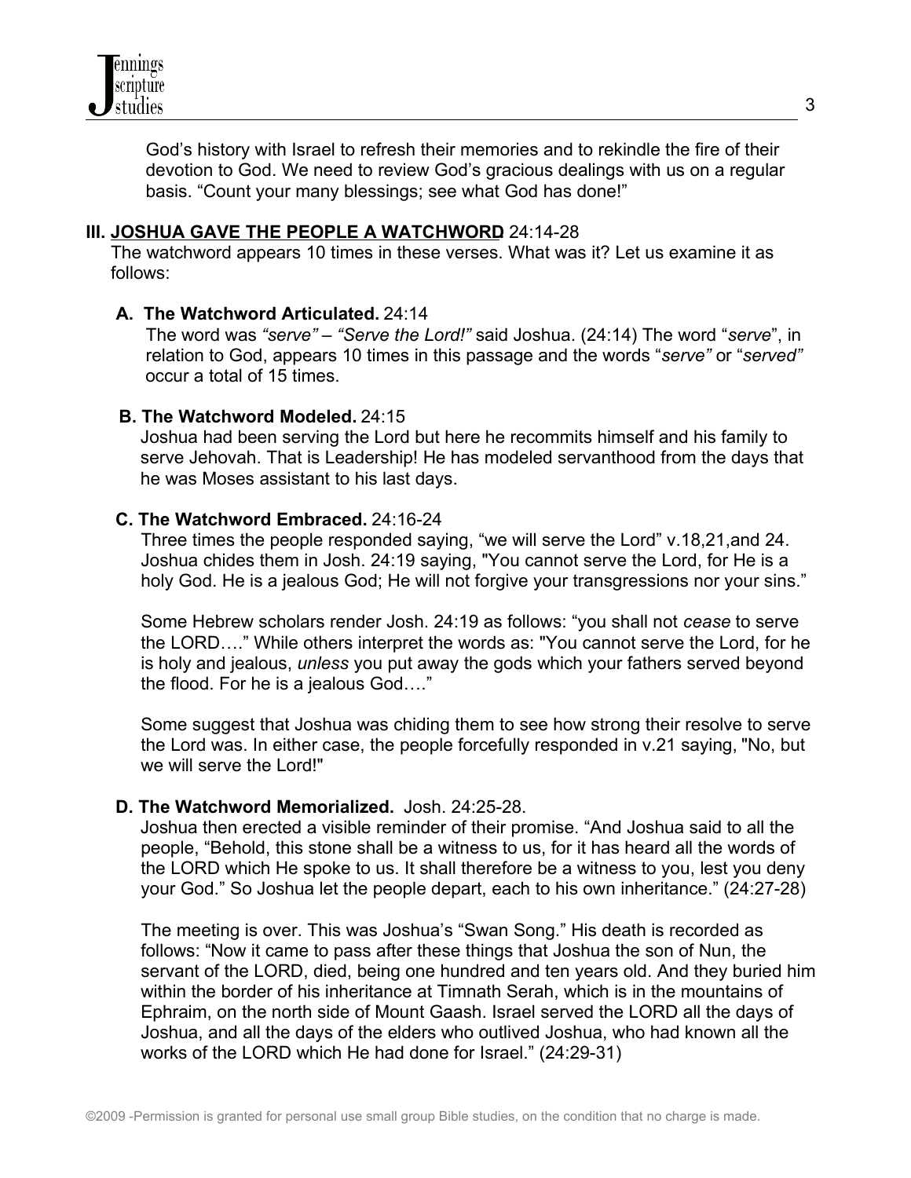God's history with Israel to refresh their memories and to rekindle the fire of their devotion to God. We need to review God's gracious dealings with us on a regular basis. "Count your many blessings; see what God has done!"

### III. <u>JOSHUA GAVE THE PEOPLE A WATCHWORD</u> 24:14-28

The watchword appears 10 times in these verses. What was it? Let us examine it as follows:

**A. The Watchword Articulated.** 24:14

The word was *"serve"* – *"Serve the Lord!"* said Joshua. (24:14) The word "*serve*", in relation to God, appears 10 times in this passage and the words "*serve"* or "*served"* occur a total of 15 times.

**B. The Watchword Modeled.** 24:15

Joshua had been serving the Lord but here he recommits himself and his family to serve Jehovah. That is Leadership! He has modeled servanthood from the days that he was Moses assistant to his last days.

**C. The Watchword Embraced.** 24:16-24

Three times the people responded saying, "we will serve the Lord" v.18,21,and 24. Joshua chides them in Josh. 24:19 saying, "You cannot serve the Lord, for He is a holy God. He is a jealous God; He will not forgive your transgressions nor your sins."

Some Hebrew scholars render Josh. 24:19 as follows: "you shall not *cease* to serve the LORD…." While others interpret the words as: "You cannot serve the Lord, for he is holy and jealous, *unless* you put away the gods which your fathers served beyond the flood. For he is a jealous God…."

Some suggest that Joshua was chiding them to see how strong their resolve to serve the Lord was. In either case, the people forcefully responded in v.21 saying, "No, but we will serve the Lord!"

**D. The Watchword Memorialized.** Josh. 24:25-28.

Joshua then erected a visible reminder of their promise. "And Joshua said to all the people, "Behold, this stone shall be a witness to us, for it has heard all the words of the LORD which He spoke to us. It shall therefore be a witness to you, lest you deny your God." So Joshua let the people depart, each to his own inheritance." (24:27-28)

The meeting is over. This was Joshua's "Swan Song." His death is recorded as follows: "Now it came to pass after these things that Joshua the son of Nun, the servant of the LORD, died, being one hundred and ten years old. And they buried him within the border of his inheritance at Timnath Serah, which is in the mountains of Ephraim, on the north side of Mount Gaash. Israel served the LORD all the days of Joshua, and all the days of the elders who outlived Joshua, who had known all the works of the LORD which He had done for Israel." (24:29-31)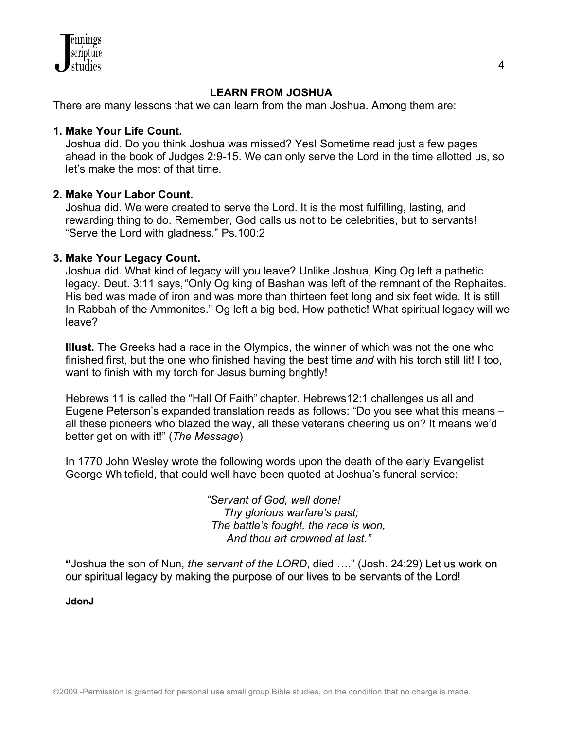## LEARN FROM JOSHUA

There are many lessons that we can learn from the man Joshua. Among them are:

**1. Make Your Life Count.**

Joshua did. Do you think Joshua was missed? Yes! Sometime read just a few pages ahead in the book of Judges 2:9-15. We can only serve the Lord in the time allotted us, so let's make the most of that time.

**2. Make Your Labor Count.**

Joshua did. We were created to serve the Lord. It is the most fulfilling, lasting, and rewarding thing to do. Remember, God calls us not to be celebrities, but to servants! "Serve the Lord with gladness." Ps.100:2

**3. Make Your Legacy Count.**

Joshua did. What kind of legacy will you leave? Unlike Joshua, King Og left a pathetic legacy. Deut. 3:11 says, "Only Og king of Bashan was left of the remnant of the Rephaites. His bed was made of iron and was more than thirteen feet long and six feet wide. It is still In Rabbah of the Ammonites." Og left a big bed, How pathetic! What spiritual legacy will we leave?

**Illust.** The Greeks had a race in the Olympics, the winner of which was not the one who finished first, but the one who finished having the best time *and* with his torch still lit! I too, want to finish with my torch for Jesus burning brightly!

Hebrews 11 is called the "Hall Of Faith" chapter. Hebrews12:1 challenges us all and Eugene Peterson's expanded translation reads as follows: "Do you see what this means – all these pioneers who blazed the way, all these veterans cheering us on? It means we'd better get on with it!" (*The Message*)

In 1770 John Wesley wrote the following words upon the death of the early Evangelist George Whitefield, that could well have been quoted at Joshua's funeral service:

*"Servant of God, well done!*
*Thy glorious warfare's past;*
*The battle's fought, the race is won,*
*And thou art crowned at last."*

**"**Joshua the son of Nun, *the servant of the LORD*, died …." (Josh. 24:29) Let us work on our spiritual legacy by making the purpose of our lives to be servants of the Lord!

**JdonJ**

©2009 -Permission is granted for personal use small group Bible studies, on the condition that no charge is made.